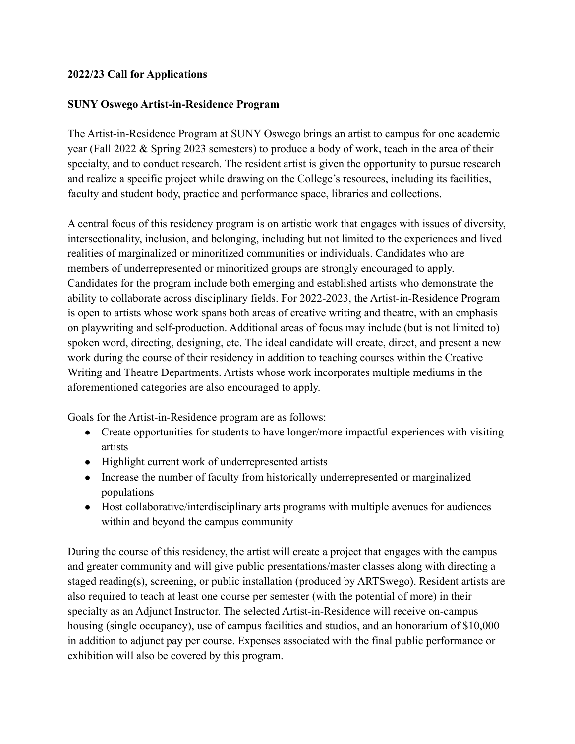**2022/23 Call for Applications**

**SUNY Oswego Artist-in-Residence Program**

The Artist-in-Residence Program at SUNY Oswego brings an artist to campus for one academic year (Fall 2022 & Spring 2023 semesters) to produce a body of work, teach in the area of their specialty, and to conduct research. The resident artist is given the opportunity to pursue research and realize a specific project while drawing on the College's resources, including its facilities, faculty and student body, practice and performance space, libraries and collections.

A central focus of this residency program is on artistic work that engages with issues of diversity, intersectionality, inclusion, and belonging, including but not limited to the experiences and lived realities of marginalized or minoritized communities or individuals. Candidates who are members of underrepresented or minoritized groups are strongly encouraged to apply. Candidates for the program include both emerging and established artists who demonstrate the ability to collaborate across disciplinary fields. For 2022-2023, the Artist-in-Residence Program is open to artists whose work spans both areas of creative writing and theatre, with an emphasis on playwriting and self-production. Additional areas of focus may include (but is not limited to) spoken word, directing, designing, etc. The ideal candidate will create, direct, and present a new work during the course of their residency in addition to teaching courses within the Creative Writing and Theatre Departments. Artists whose work incorporates multiple mediums in the aforementioned categories are also encouraged to apply.

Goals for the Artist-in-Residence program are as follows:

- Create opportunities for students to have longer/more impactful experiences with visiting artists
- Highlight current work of underrepresented artists
- Increase the number of faculty from historically underrepresented or marginalized populations
- Host collaborative/interdisciplinary arts programs with multiple avenues for audiences within and beyond the campus community

During the course of this residency, the artist will create a project that engages with the campus and greater community and will give public presentations/master classes along with directing a staged reading(s), screening, or public installation (produced by ARTSwego). Resident artists are also required to teach at least one course per semester (with the potential of more) in their specialty as an Adjunct Instructor. The selected Artist-in-Residence will receive on-campus housing (single occupancy), use of campus facilities and studios, and an honorarium of $10,000 in addition to adjunct pay per course. Expenses associated with the final public performance or exhibition will also be covered by this program.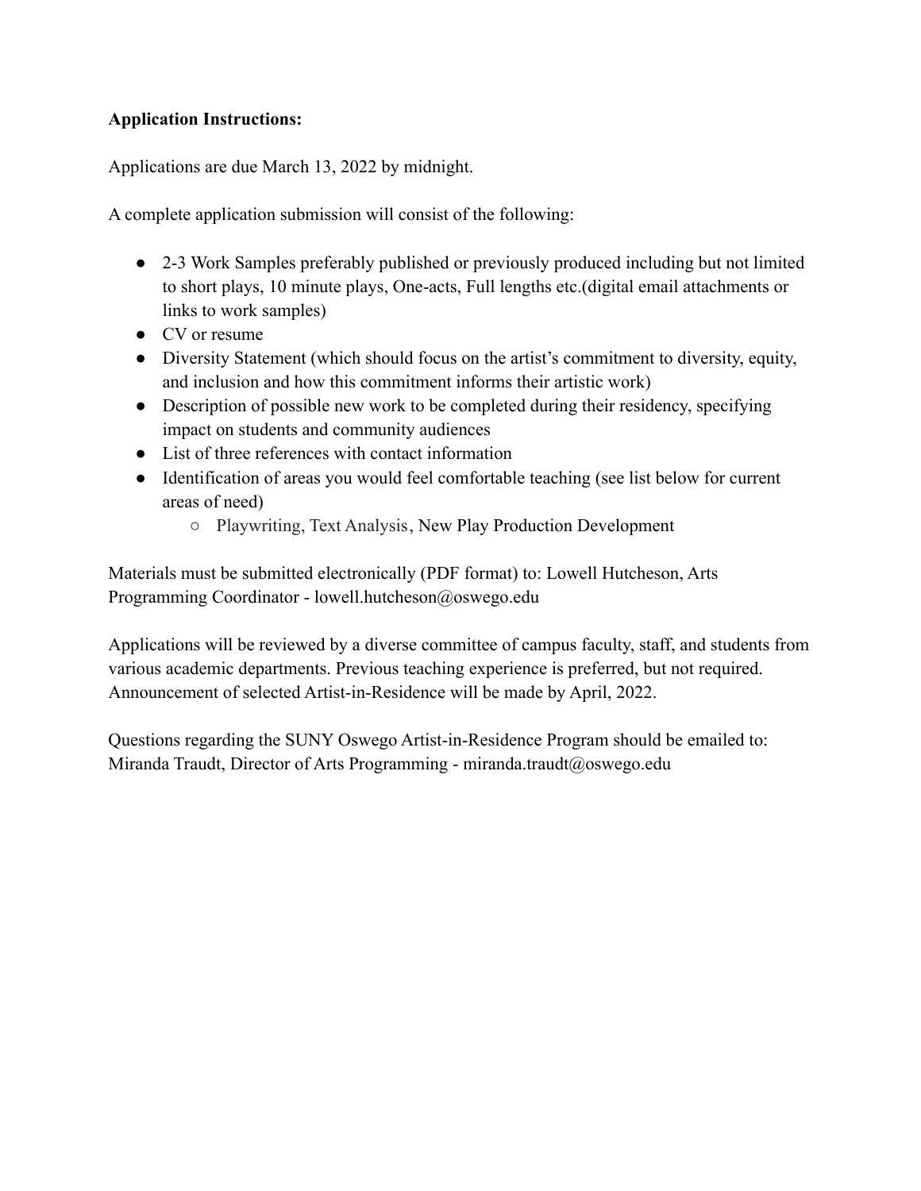**Application Instructions:**

Applications are due March 13, 2022 by midnight.

A complete application submission will consist of the following:

- 2-3 Work Samples preferably published or previously produced including but not limited to short plays, 10 minute plays, One-acts, Full lengths etc.(digital email attachments or links to work samples)
- CV or resume
- Diversity Statement (which should focus on the artist's commitment to diversity, equity, and inclusion and how this commitment informs their artistic work)
- Description of possible new work to be completed during their residency, specifying impact on students and community audiences
- List of three references with contact information
- Identification of areas you would feel comfortable teaching (see list below for current areas of need)
  - Playwriting, Text Analysis, New Play Production Development

Materials must be submitted electronically (PDF format) to: Lowell Hutcheson, Arts Programming Coordinator - lowell.hutcheson@oswego.edu

Applications will be reviewed by a diverse committee of campus faculty, staff, and students from various academic departments. Previous teaching experience is preferred, but not required. Announcement of selected Artist-in-Residence will be made by April, 2022.

Questions regarding the SUNY Oswego Artist-in-Residence Program should be emailed to: Miranda Traudt, Director of Arts Programming - miranda.traudt@oswego.edu